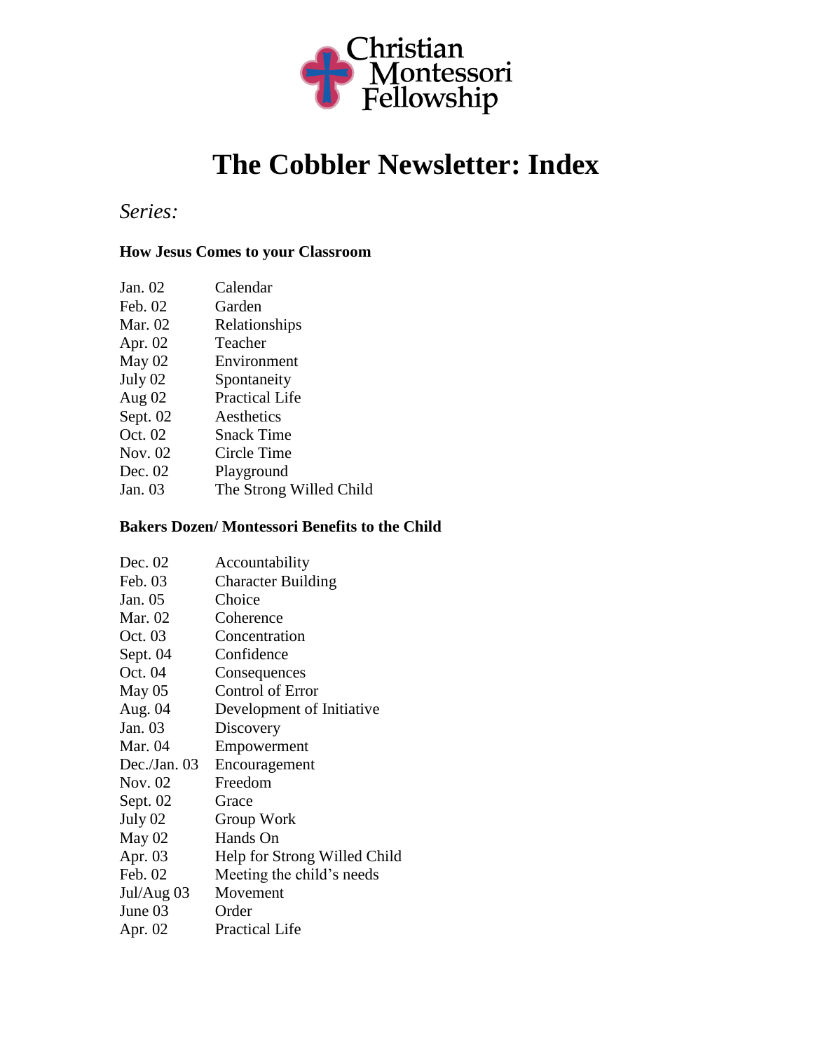Christian Montessori Fellowship

# The Cobbler Newsletter: Index

*Series:*

**How Jesus Comes to your Classroom**

| | |
|---|---|
| Jan. 02 | Calendar |
| Feb. 02 | Garden |
| Mar. 02 | Relationships |
| Apr. 02 | Teacher |
| May 02 | Environment |
| July 02 | Spontaneity |
| Aug 02 | Practical Life |
| Sept. 02 | Aesthetics |
| Oct. 02 | Snack Time |
| Nov. 02 | Circle Time |
| Dec. 02 | Playground |
| Jan. 03 | The Strong Willed Child |

**Bakers Dozen/ Montessori Benefits to the Child**

| | |
|---|---|
| Dec. 02 | Accountability |
| Feb. 03 | Character Building |
| Jan. 05 | Choice |
| Mar. 02 | Coherence |
| Oct. 03 | Concentration |
| Sept. 04 | Confidence |
| Oct. 04 | Consequences |
| May 05 | Control of Error |
| Aug. 04 | Development of Initiative |
| Jan. 03 | Discovery |
| Mar. 04 | Empowerment |
| Dec./Jan. 03 | Encouragement |
| Nov. 02 | Freedom |
| Sept. 02 | Grace |
| July 02 | Group Work |
| May 02 | Hands On |
| Apr. 03 | Help for Strong Willed Child |
| Feb. 02 | Meeting the child's needs |
| Jul/Aug 03 | Movement |
| June 03 | Order |
| Apr. 02 | Practical Life |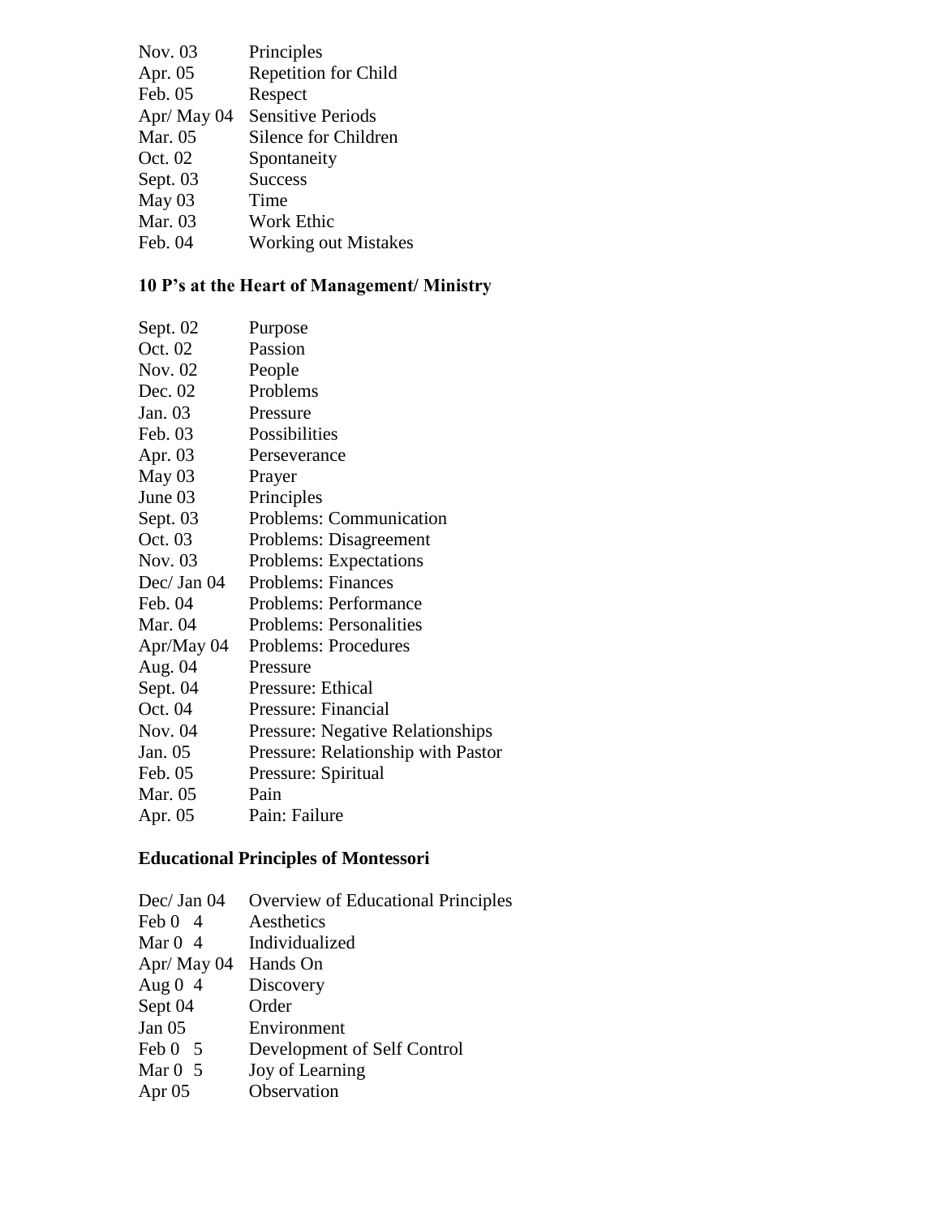| | |
|---|---|
| Nov. 03 | Principles |
| Apr. 05 | Repetition for Child |
| Feb. 05 | Respect |
| Apr/ May 04 | Sensitive Periods |
| Mar. 05 | Silence for Children |
| Oct. 02 | Spontaneity |
| Sept. 03 | Success |
| May 03 | Time |
| Mar. 03 | Work Ethic |
| Feb. 04 | Working out Mistakes |

**10 P's at the Heart of Management/ Ministry**

| | |
|---|---|
| Sept. 02 | Purpose |
| Oct. 02 | Passion |
| Nov. 02 | People |
| Dec. 02 | Problems |
| Jan. 03 | Pressure |
| Feb. 03 | Possibilities |
| Apr. 03 | Perseverance |
| May 03 | Prayer |
| June 03 | Principles |
| Sept. 03 | Problems: Communication |
| Oct. 03 | Problems: Disagreement |
| Nov. 03 | Problems: Expectations |
| Dec/ Jan 04 | Problems: Finances |
| Feb. 04 | Problems: Performance |
| Mar. 04 | Problems: Personalities |
| Apr/May 04 | Problems: Procedures |
| Aug. 04 | Pressure |
| Sept. 04 | Pressure: Ethical |
| Oct. 04 | Pressure: Financial |
| Nov. 04 | Pressure: Negative Relationships |
| Jan. 05 | Pressure: Relationship with Pastor |
| Feb. 05 | Pressure: Spiritual |
| Mar. 05 | Pain |
| Apr. 05 | Pain: Failure |

**Educational Principles of Montessori**

| | |
|---|---|
| Dec/ Jan 04 | Overview of Educational Principles |
| Feb 04 | Aesthetics |
| Mar 04 | Individualized |
| Apr/ May 04 | Hands On |
| Aug 04 | Discovery |
| Sept 04 | Order |
| Jan 05 | Environment |
| Feb 05 | Development of Self Control |
| Mar 05 | Joy of Learning |
| Apr 05 | Observation |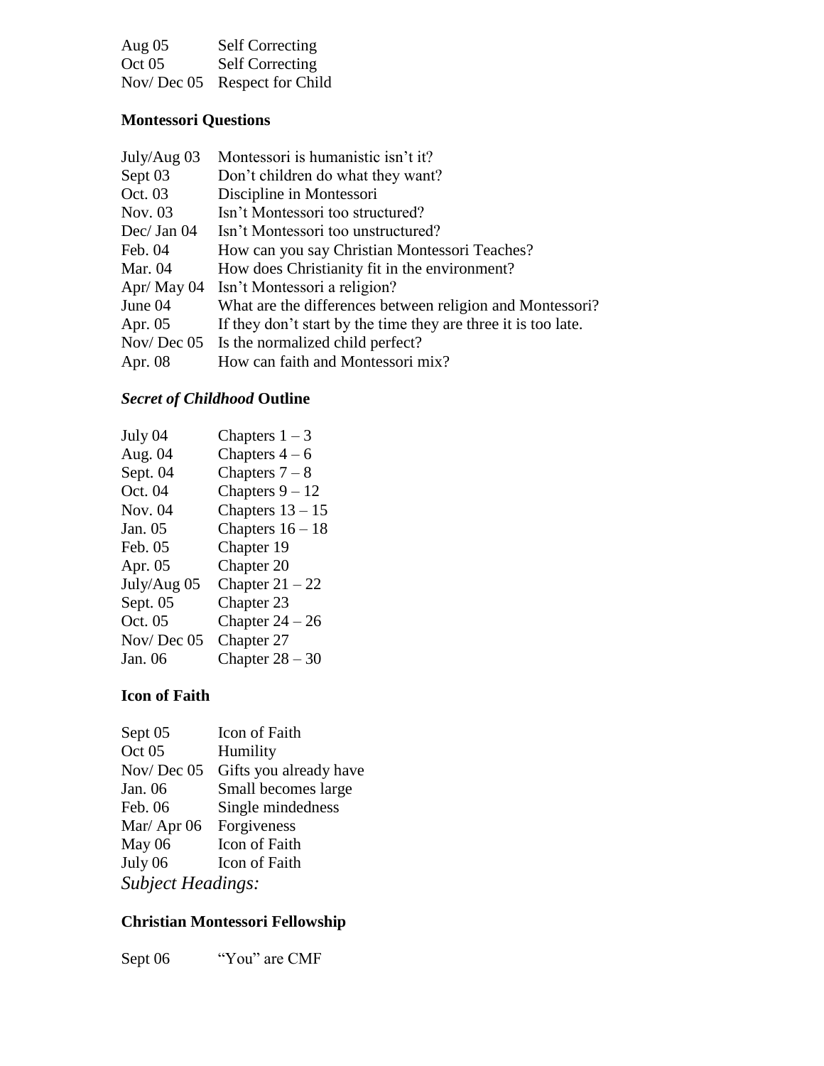| | |
|---|---|
| Aug 05 | Self Correcting |
| Oct 05 | Self Correcting |
| Nov/ Dec 05 | Respect for Child |

**Montessori Questions**

| | |
|---|---|
| July/Aug 03 | Montessori is humanistic isn't it? |
| Sept 03 | Don't children do what they want? |
| Oct. 03 | Discipline in Montessori |
| Nov. 03 | Isn't Montessori too structured? |
| Dec/ Jan 04 | Isn't Montessori too unstructured? |
| Feb. 04 | How can you say Christian Montessori Teaches? |
| Mar. 04 | How does Christianity fit in the environment? |
| Apr/ May 04 | Isn't Montessori a religion? |
| June 04 | What are the differences between religion and Montessori? |
| Apr. 05 | If they don't start by the time they are three it is too late. |
| Nov/ Dec 05 | Is the normalized child perfect? |
| Apr. 08 | How can faith and Montessori mix? |

***Secret of Childhood* Outline**

| | |
|---|---|
| July 04 | Chapters 1 – 3 |
| Aug. 04 | Chapters 4 – 6 |
| Sept. 04 | Chapters 7 – 8 |
| Oct. 04 | Chapters 9 – 12 |
| Nov. 04 | Chapters 13 – 15 |
| Jan. 05 | Chapters 16 – 18 |
| Feb. 05 | Chapter 19 |
| Apr. 05 | Chapter 20 |
| July/Aug 05 | Chapter 21 – 22 |
| Sept. 05 | Chapter 23 |
| Oct. 05 | Chapter 24 – 26 |
| Nov/ Dec 05 | Chapter 27 |
| Jan. 06 | Chapter 28 – 30 |

**Icon of Faith**

| | |
|---|---|
| Sept 05 | Icon of Faith |
| Oct 05 | Humility |
| Nov/ Dec 05 | Gifts you already have |
| Jan. 06 | Small becomes large |
| Feb. 06 | Single mindedness |
| Mar/ Apr 06 | Forgiveness |
| May 06 | Icon of Faith |
| July 06 | Icon of Faith |

*Subject Headings:*

**Christian Montessori Fellowship**

| | |
|---|---|
| Sept 06 | "You" are CMF |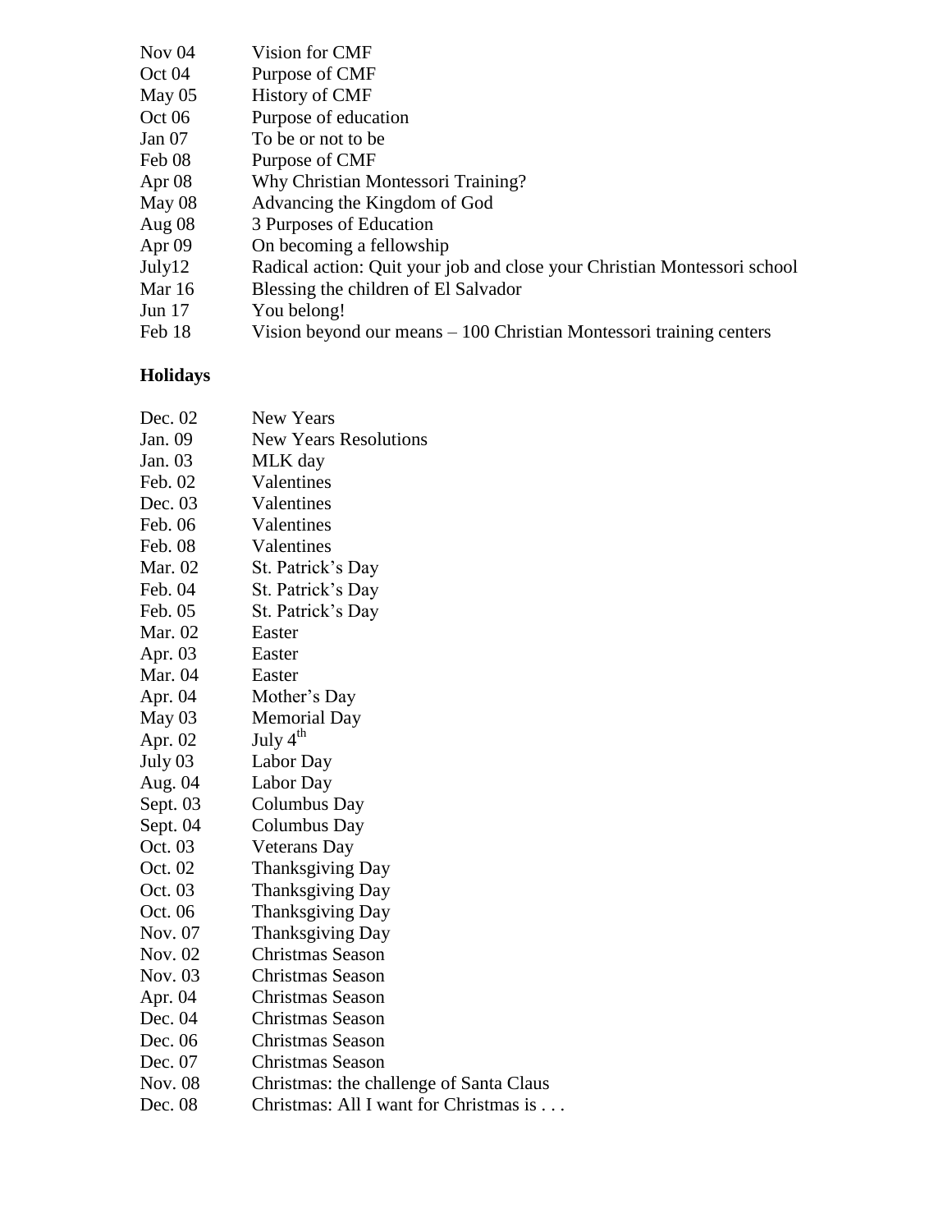| | |
|---|---|
| Nov 04 | Vision for CMF |
| Oct 04 | Purpose of CMF |
| May 05 | History of CMF |
| Oct 06 | Purpose of education |
| Jan 07 | To be or not to be |
| Feb 08 | Purpose of CMF |
| Apr 08 | Why Christian Montessori Training? |
| May 08 | Advancing the Kingdom of God |
| Aug 08 | 3 Purposes of Education |
| Apr 09 | On becoming a fellowship |
| July12 | Radical action: Quit your job and close your Christian Montessori school |
| Mar 16 | Blessing the children of El Salvador |
| Jun 17 | You belong! |
| Feb 18 | Vision beyond our means – 100 Christian Montessori training centers |

**Holidays**

| | |
|---|---|
| Dec. 02 | New Years |
| Jan. 09 | New Years Resolutions |
| Jan. 03 | MLK day |
| Feb. 02 | Valentines |
| Dec. 03 | Valentines |
| Feb. 06 | Valentines |
| Feb. 08 | Valentines |
| Mar. 02 | St. Patrick's Day |
| Feb. 04 | St. Patrick's Day |
| Feb. 05 | St. Patrick's Day |
| Mar. 02 | Easter |
| Apr. 03 | Easter |
| Mar. 04 | Easter |
| Apr. 04 | Mother's Day |
| May 03 | Memorial Day |
| Apr. 02 | July 4th |
| July 03 | Labor Day |
| Aug. 04 | Labor Day |
| Sept. 03 | Columbus Day |
| Sept. 04 | Columbus Day |
| Oct. 03 | Veterans Day |
| Oct. 02 | Thanksgiving Day |
| Oct. 03 | Thanksgiving Day |
| Oct. 06 | Thanksgiving Day |
| Nov. 07 | Thanksgiving Day |
| Nov. 02 | Christmas Season |
| Nov. 03 | Christmas Season |
| Apr. 04 | Christmas Season |
| Dec. 04 | Christmas Season |
| Dec. 06 | Christmas Season |
| Dec. 07 | Christmas Season |
| Nov. 08 | Christmas: the challenge of Santa Claus |
| Dec. 08 | Christmas: All I want for Christmas is . . . |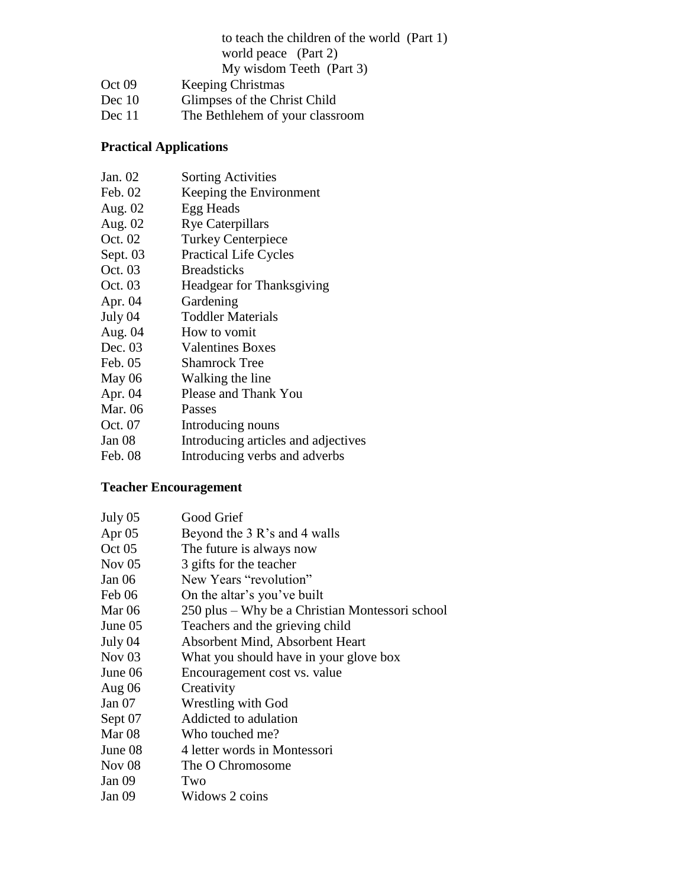to teach the children of the world (Part 1)
world peace (Part 2)
My wisdom Teeth (Part 3)

| | |
|---|---|
| Oct 09 | Keeping Christmas |
| Dec 10 | Glimpses of the Christ Child |
| Dec 11 | The Bethlehem of your classroom |

**Practical Applications**

| | |
|---|---|
| Jan. 02 | Sorting Activities |
| Feb. 02 | Keeping the Environment |
| Aug. 02 | Egg Heads |
| Aug. 02 | Rye Caterpillars |
| Oct. 02 | Turkey Centerpiece |
| Sept. 03 | Practical Life Cycles |
| Oct. 03 | Breadsticks |
| Oct. 03 | Headgear for Thanksgiving |
| Apr. 04 | Gardening |
| July 04 | Toddler Materials |
| Aug. 04 | How to vomit |
| Dec. 03 | Valentines Boxes |
| Feb. 05 | Shamrock Tree |
| May 06 | Walking the line |
| Apr. 04 | Please and Thank You |
| Mar. 06 | Passes |
| Oct. 07 | Introducing nouns |
| Jan 08 | Introducing articles and adjectives |
| Feb. 08 | Introducing verbs and adverbs |

**Teacher Encouragement**

| | |
|---|---|
| July 05 | Good Grief |
| Apr 05 | Beyond the 3 R's and 4 walls |
| Oct 05 | The future is always now |
| Nov 05 | 3 gifts for the teacher |
| Jan 06 | New Years "revolution" |
| Feb 06 | On the altar's you've built |
| Mar 06 | 250 plus – Why be a Christian Montessori school |
| June 05 | Teachers and the grieving child |
| July 04 | Absorbent Mind, Absorbent Heart |
| Nov 03 | What you should have in your glove box |
| June 06 | Encouragement cost vs. value |
| Aug 06 | Creativity |
| Jan 07 | Wrestling with God |
| Sept 07 | Addicted to adulation |
| Mar 08 | Who touched me? |
| June 08 | 4 letter words in Montessori |
| Nov 08 | The O Chromosome |
| Jan 09 | Two |
| Jan 09 | Widows 2 coins |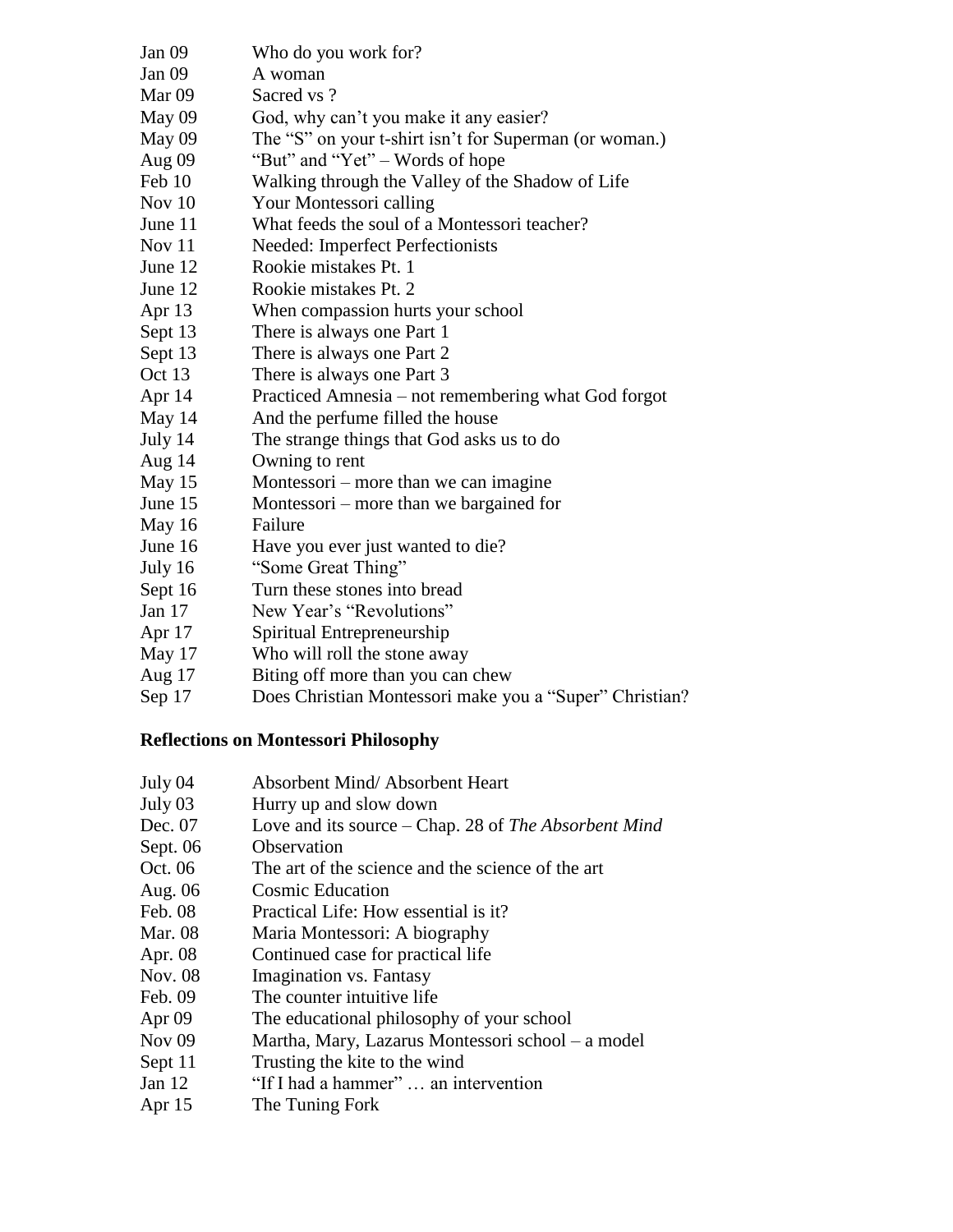| | |
|---|---|
| Jan 09 | Who do you work for? |
| Jan 09 | A woman |
| Mar 09 | Sacred vs ? |
| May 09 | God, why can't you make it any easier? |
| May 09 | The "S" on your t-shirt isn't for Superman (or woman.) |
| Aug 09 | "But" and "Yet" – Words of hope |
| Feb 10 | Walking through the Valley of the Shadow of Life |
| Nov 10 | Your Montessori calling |
| June 11 | What feeds the soul of a Montessori teacher? |
| Nov 11 | Needed: Imperfect Perfectionists |
| June 12 | Rookie mistakes Pt. 1 |
| June 12 | Rookie mistakes Pt. 2 |
| Apr 13 | When compassion hurts your school |
| Sept 13 | There is always one Part 1 |
| Sept 13 | There is always one Part 2 |
| Oct 13 | There is always one Part 3 |
| Apr 14 | Practiced Amnesia – not remembering what God forgot |
| May 14 | And the perfume filled the house |
| July 14 | The strange things that God asks us to do |
| Aug 14 | Owning to rent |
| May 15 | Montessori – more than we can imagine |
| June 15 | Montessori – more than we bargained for |
| May 16 | Failure |
| June 16 | Have you ever just wanted to die? |
| July 16 | "Some Great Thing" |
| Sept 16 | Turn these stones into bread |
| Jan 17 | New Year's "Revolutions" |
| Apr 17 | Spiritual Entrepreneurship |
| May 17 | Who will roll the stone away |
| Aug 17 | Biting off more than you can chew |
| Sep 17 | Does Christian Montessori make you a "Super" Christian? |

**Reflections on Montessori Philosophy**

| | |
|---|---|
| July 04 | Absorbent Mind/ Absorbent Heart |
| July 03 | Hurry up and slow down |
| Dec. 07 | Love and its source – Chap. 28 of *The Absorbent Mind* |
| Sept. 06 | Observation |
| Oct. 06 | The art of the science and the science of the art |
| Aug. 06 | Cosmic Education |
| Feb. 08 | Practical Life: How essential is it? |
| Mar. 08 | Maria Montessori: A biography |
| Apr. 08 | Continued case for practical life |
| Nov. 08 | Imagination vs. Fantasy |
| Feb. 09 | The counter intuitive life |
| Apr 09 | The educational philosophy of your school |
| Nov 09 | Martha, Mary, Lazarus Montessori school – a model |
| Sept 11 | Trusting the kite to the wind |
| Jan 12 | "If I had a hammer" … an intervention |
| Apr 15 | The Tuning Fork |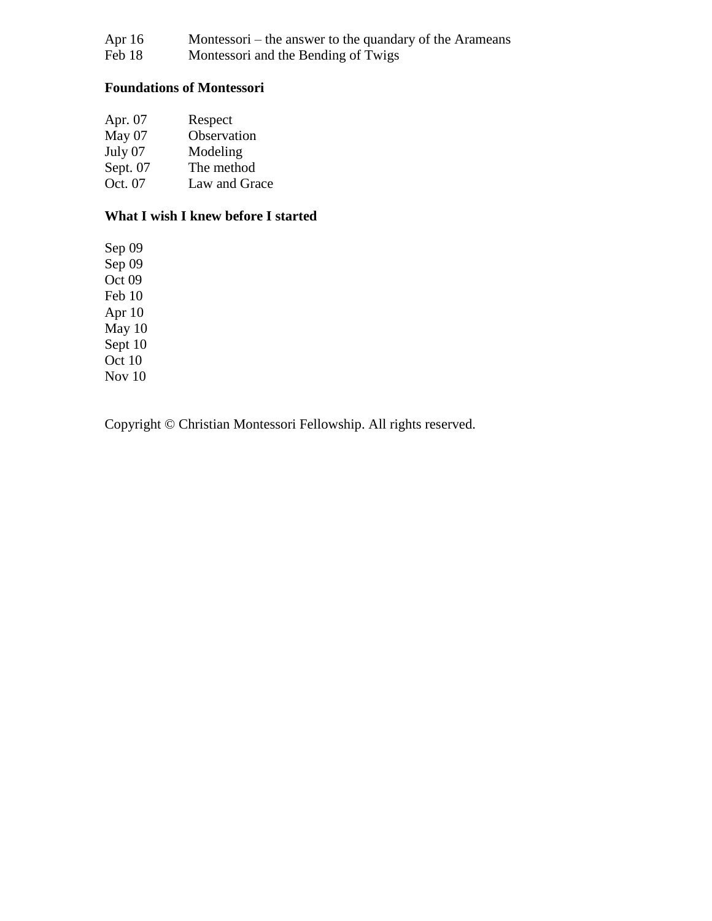Apr 16	Montessori – the answer to the quandary of the Arameans
Feb 18	Montessori and the Bending of Twigs

**Foundations of Montessori**

Apr. 07	Respect
May 07	Observation
July 07	Modeling
Sept. 07	The method
Oct. 07	Law and Grace

**What I wish I knew before I started**

Sep 09
Sep 09
Oct 09
Feb 10
Apr 10
May 10
Sept 10
Oct 10
Nov 10

Copyright © Christian Montessori Fellowship. All rights reserved.